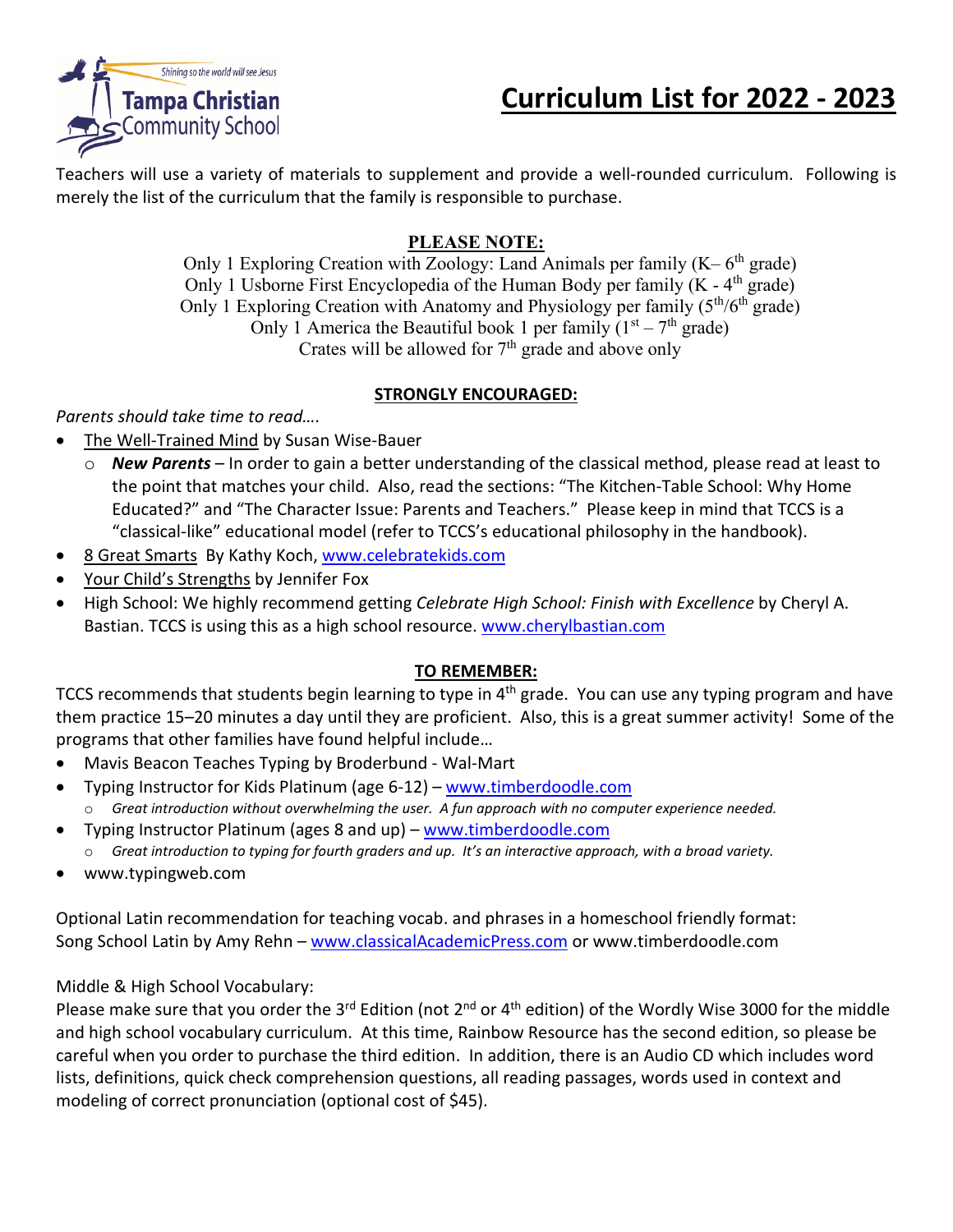Tampa Christian Community School — *Shining so the world will see Jesus*

# Curriculum List for 2022 - 2023

Teachers will use a variety of materials to supplement and provide a well-rounded curriculum. Following is merely the list of the curriculum that the family is responsible to purchase.

**PLEASE NOTE:**

Only 1 Exploring Creation with Zoology: Land Animals per family (K– 6th grade)
Only 1 Usborne First Encyclopedia of the Human Body per family (K - 4th grade)
Only 1 Exploring Creation with Anatomy and Physiology per family (5th/6th grade)
Only 1 America the Beautiful book 1 per family (1st – 7th grade)
Crates will be allowed for 7th grade and above only

**STRONGLY ENCOURAGED:**

*Parents should take time to read….*

- The Well-Trained Mind by Susan Wise-Bauer
  - ***New Parents*** – In order to gain a better understanding of the classical method, please read at least to the point that matches your child. Also, read the sections: "The Kitchen-Table School: Why Home Educated?" and "The Character Issue: Parents and Teachers." Please keep in mind that TCCS is a "classical-like" educational model (refer to TCCS's educational philosophy in the handbook).
- 8 Great Smarts By Kathy Koch, www.celebratekids.com
- Your Child's Strengths by Jennifer Fox
- High School: We highly recommend getting *Celebrate High School: Finish with Excellence* by Cheryl A. Bastian. TCCS is using this as a high school resource. www.cherylbastian.com

**TO REMEMBER:**

TCCS recommends that students begin learning to type in 4th grade. You can use any typing program and have them practice 15–20 minutes a day until they are proficient. Also, this is a great summer activity! Some of the programs that other families have found helpful include…

- Mavis Beacon Teaches Typing by Broderbund - Wal-Mart
- Typing Instructor for Kids Platinum (age 6-12) – www.timberdoodle.com
  - *Great introduction without overwhelming the user. A fun approach with no computer experience needed.*
- Typing Instructor Platinum (ages 8 and up) – www.timberdoodle.com
  - *Great introduction to typing for fourth graders and up. It's an interactive approach, with a broad variety.*
- www.typingweb.com

Optional Latin recommendation for teaching vocab. and phrases in a homeschool friendly format:
Song School Latin by Amy Rehn – www.classicalAcademicPress.com or www.timberdoodle.com

Middle & High School Vocabulary:
Please make sure that you order the 3rd Edition (not 2nd or 4th edition) of the Wordly Wise 3000 for the middle and high school vocabulary curriculum. At this time, Rainbow Resource has the second edition, so please be careful when you order to purchase the third edition. In addition, there is an Audio CD which includes word lists, definitions, quick check comprehension questions, all reading passages, words used in context and modeling of correct pronunciation (optional cost of $45).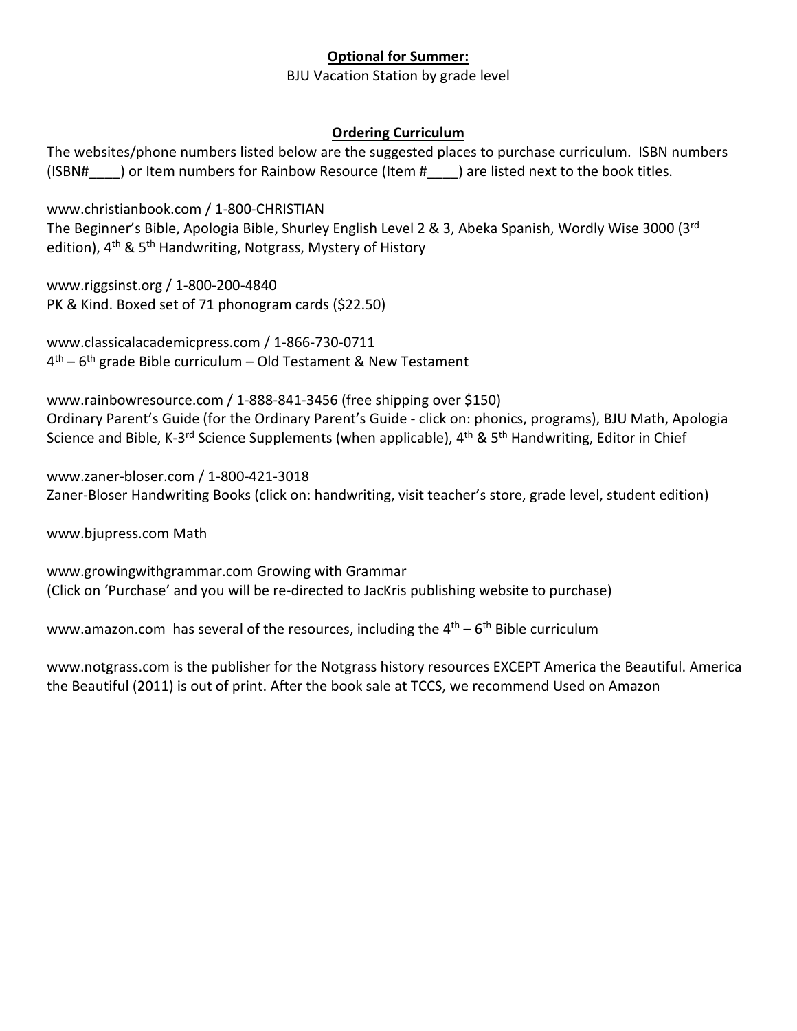**Optional for Summer:**

BJU Vacation Station by grade level

**Ordering Curriculum**

The websites/phone numbers listed below are the suggested places to purchase curriculum. ISBN numbers (ISBN#____) or Item numbers for Rainbow Resource (Item #____) are listed next to the book titles.

www.christianbook.com / 1-800-CHRISTIAN
The Beginner's Bible, Apologia Bible, Shurley English Level 2 & 3, Abeka Spanish, Wordly Wise 3000 (3rd edition), 4th & 5th Handwriting, Notgrass, Mystery of History

www.riggsinst.org / 1-800-200-4840
PK & Kind. Boxed set of 71 phonogram cards ($22.50)

www.classicalacademicpress.com / 1-866-730-0711
4th – 6th grade Bible curriculum – Old Testament & New Testament

www.rainbowresource.com / 1-888-841-3456 (free shipping over $150)
Ordinary Parent's Guide (for the Ordinary Parent's Guide - click on: phonics, programs), BJU Math, Apologia Science and Bible, K-3rd Science Supplements (when applicable), 4th & 5th Handwriting, Editor in Chief

www.zaner-bloser.com / 1-800-421-3018
Zaner-Bloser Handwriting Books (click on: handwriting, visit teacher's store, grade level, student edition)

www.bjupress.com Math

www.growingwithgrammar.com Growing with Grammar
(Click on 'Purchase' and you will be re-directed to JacKris publishing website to purchase)

www.amazon.com has several of the resources, including the 4th – 6th Bible curriculum

www.notgrass.com is the publisher for the Notgrass history resources EXCEPT America the Beautiful. America the Beautiful (2011) is out of print. After the book sale at TCCS, we recommend Used on Amazon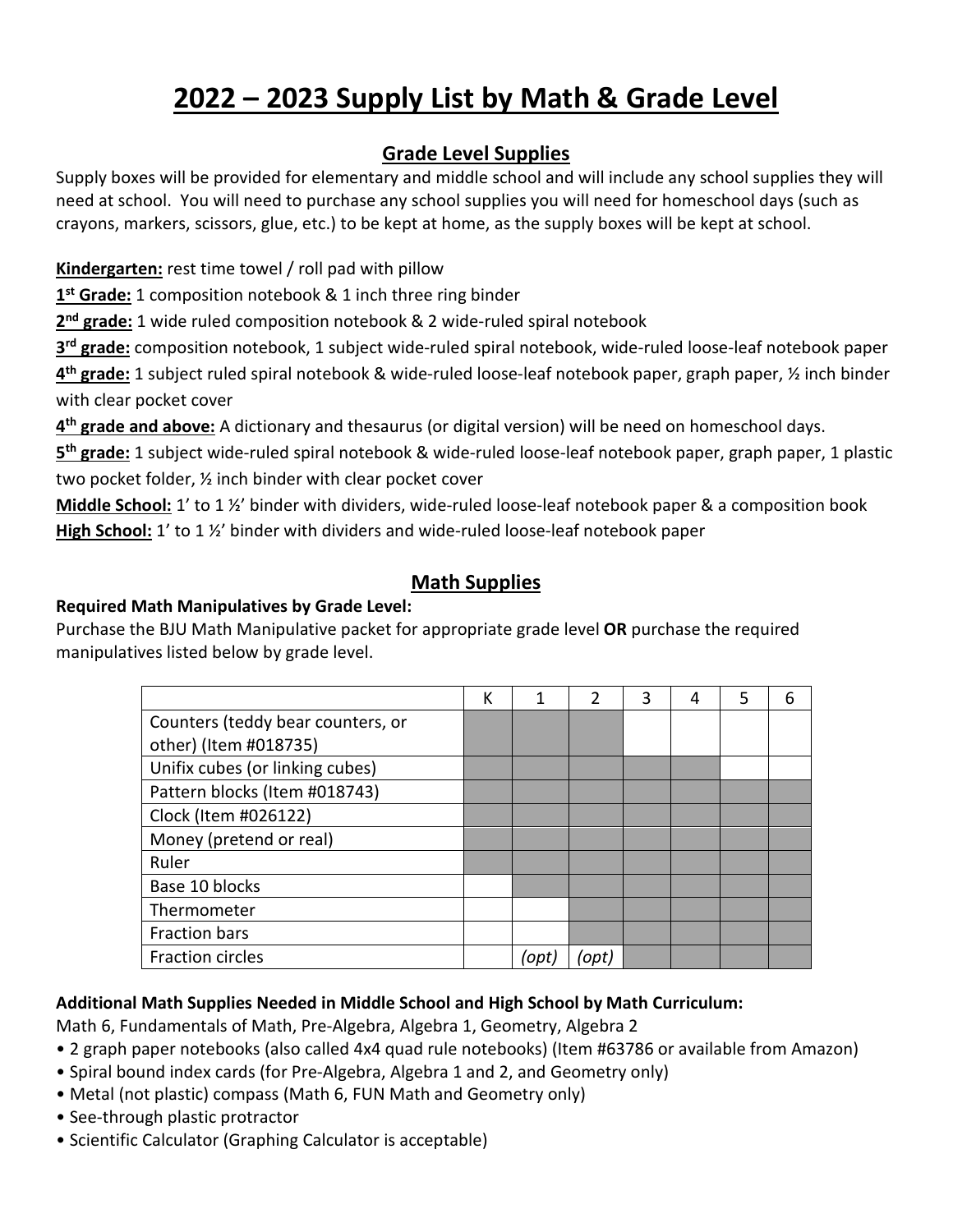# 2022 – 2023 Supply List by Math & Grade Level

## Grade Level Supplies

Supply boxes will be provided for elementary and middle school and will include any school supplies they will need at school. You will need to purchase any school supplies you will need for homeschool days (such as crayons, markers, scissors, glue, etc.) to be kept at home, as the supply boxes will be kept at school.

**Kindergarten:** rest time towel / roll pad with pillow

**1st Grade:** 1 composition notebook & 1 inch three ring binder

**2nd grade:** 1 wide ruled composition notebook & 2 wide-ruled spiral notebook

**3rd grade:** composition notebook, 1 subject wide-ruled spiral notebook, wide-ruled loose-leaf notebook paper

**4th grade:** 1 subject ruled spiral notebook & wide-ruled loose-leaf notebook paper, graph paper, ½ inch binder with clear pocket cover

**4th grade and above:** A dictionary and thesaurus (or digital version) will be need on homeschool days.

**5th grade:** 1 subject wide-ruled spiral notebook & wide-ruled loose-leaf notebook paper, graph paper, 1 plastic two pocket folder, ½ inch binder with clear pocket cover

**Middle School:** 1' to 1 ½' binder with dividers, wide-ruled loose-leaf notebook paper & a composition book

**High School:** 1' to 1 ½' binder with dividers and wide-ruled loose-leaf notebook paper

## Math Supplies

**Required Math Manipulatives by Grade Level:**

Purchase the BJU Math Manipulative packet for appropriate grade level **OR** purchase the required manipulatives listed below by grade level.

| | K | 1 | 2 | 3 | 4 | 5 | 6 |
|---|---|---|---|---|---|---|---|
| Counters (teddy bear counters, or other) (Item #018735) | ■ | ■ | ■ | | | | |
| Unifix cubes (or linking cubes) | ■ | ■ | ■ | ■ | ■ | | |
| Pattern blocks (Item #018743) | ■ | ■ | ■ | ■ | ■ | ■ | ■ |
| Clock (Item #026122) | ■ | ■ | ■ | ■ | ■ | ■ | ■ |
| Money (pretend or real) | ■ | ■ | ■ | ■ | ■ | ■ | ■ |
| Ruler | ■ | ■ | ■ | ■ | ■ | ■ | ■ |
| Base 10 blocks | | ■ | ■ | ■ | ■ | ■ | ■ |
| Thermometer | | | ■ | ■ | ■ | ■ | ■ |
| Fraction bars | | | ■ | ■ | ■ | ■ | ■ |
| Fraction circles | | *(opt)* | *(opt)* | ■ | ■ | ■ | ■ |

**Additional Math Supplies Needed in Middle School and High School by Math Curriculum:**

Math 6, Fundamentals of Math, Pre-Algebra, Algebra 1, Geometry, Algebra 2

- 2 graph paper notebooks (also called 4x4 quad rule notebooks) (Item #63786 or available from Amazon)
- Spiral bound index cards (for Pre-Algebra, Algebra 1 and 2, and Geometry only)
- Metal (not plastic) compass (Math 6, FUN Math and Geometry only)
- See-through plastic protractor
- Scientific Calculator (Graphing Calculator is acceptable)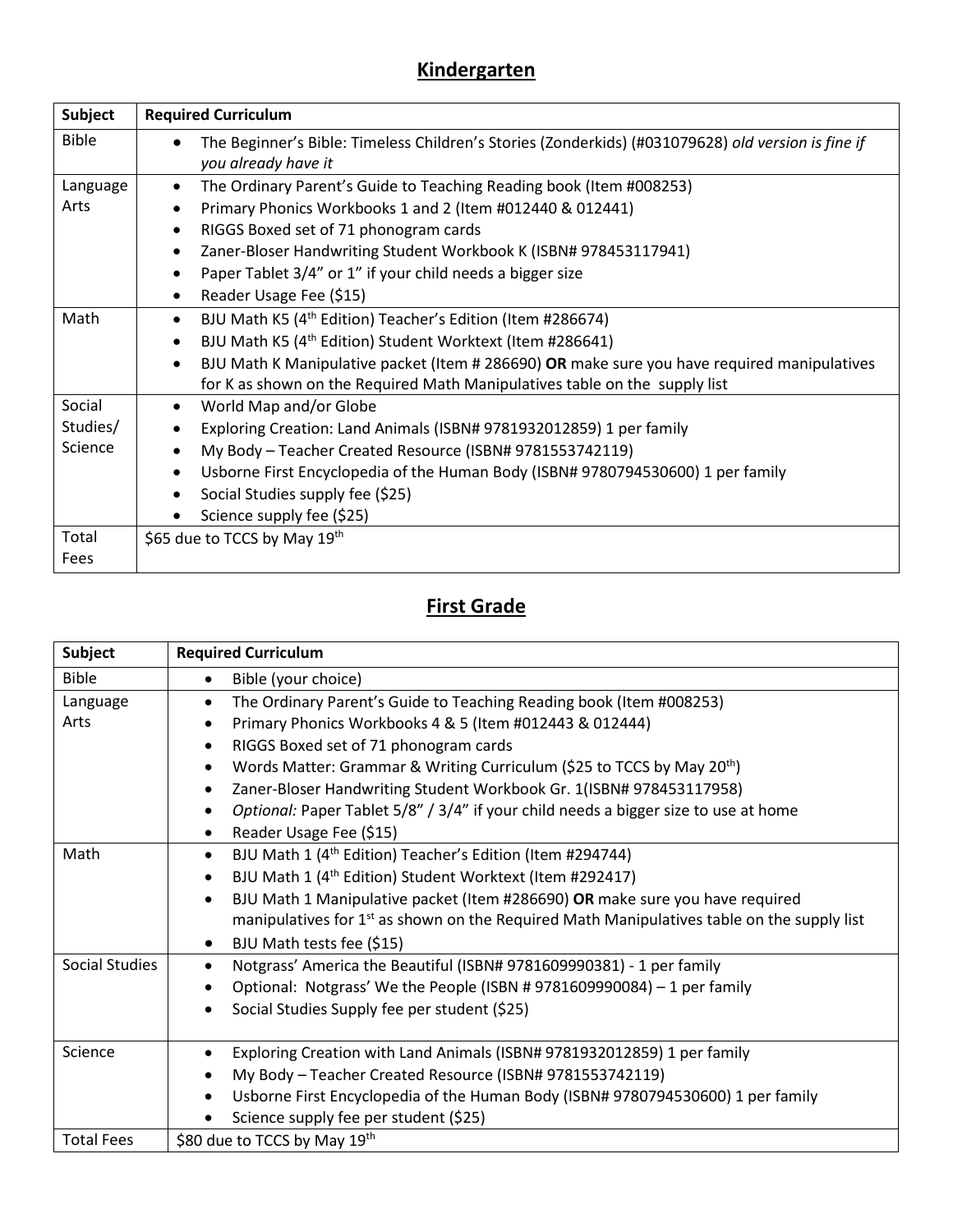## Kindergarten

| Subject | Required Curriculum |
|---|---|
| Bible | • The Beginner's Bible: Timeless Children's Stories (Zonderkids) (#031079628) *old version is fine if you already have it* |
| Language Arts | • The Ordinary Parent's Guide to Teaching Reading book (Item #008253)<br>• Primary Phonics Workbooks 1 and 2 (Item #012440 & 012441)<br>• RIGGS Boxed set of 71 phonogram cards<br>• Zaner-Bloser Handwriting Student Workbook K (ISBN# 978453117941)<br>• Paper Tablet 3/4" or 1" if your child needs a bigger size<br>• Reader Usage Fee ($15) |
| Math | • BJU Math K5 (4th Edition) Teacher's Edition (Item #286674)<br>• BJU Math K5 (4th Edition) Student Worktext (Item #286641)<br>• BJU Math K Manipulative packet (Item # 286690) **OR** make sure you have required manipulatives for K as shown on the Required Math Manipulatives table on the supply list |
| Social Studies/ Science | • World Map and/or Globe<br>• Exploring Creation: Land Animals (ISBN# 9781932012859) 1 per family<br>• My Body – Teacher Created Resource (ISBN# 9781553742119)<br>• Usborne First Encyclopedia of the Human Body (ISBN# 9780794530600) 1 per family<br>• Social Studies supply fee ($25)<br>• Science supply fee ($25) |
| Total Fees | $65 due to TCCS by May 19th |

## First Grade

| Subject | Required Curriculum |
|---|---|
| Bible | • Bible (your choice) |
| Language Arts | • The Ordinary Parent's Guide to Teaching Reading book (Item #008253)<br>• Primary Phonics Workbooks 4 & 5 (Item #012443 & 012444)<br>• RIGGS Boxed set of 71 phonogram cards<br>• Words Matter: Grammar & Writing Curriculum ($25 to TCCS by May 20th)<br>• Zaner-Bloser Handwriting Student Workbook Gr. 1(ISBN# 978453117958)<br>• *Optional:* Paper Tablet 5/8" / 3/4" if your child needs a bigger size to use at home<br>• Reader Usage Fee ($15) |
| Math | • BJU Math 1 (4th Edition) Teacher's Edition (Item #294744)<br>• BJU Math 1 (4th Edition) Student Worktext (Item #292417)<br>• BJU Math 1 Manipulative packet (Item #286690) **OR** make sure you have required manipulatives for 1st as shown on the Required Math Manipulatives table on the supply list<br>• BJU Math tests fee ($15) |
| Social Studies | • Notgrass' America the Beautiful (ISBN# 9781609990381) - 1 per family<br>• Optional: Notgrass' We the People (ISBN # 9781609990084) – 1 per family<br>• Social Studies Supply fee per student ($25) |
| Science | • Exploring Creation with Land Animals (ISBN# 9781932012859) 1 per family<br>• My Body – Teacher Created Resource (ISBN# 9781553742119)<br>• Usborne First Encyclopedia of the Human Body (ISBN# 9780794530600) 1 per family<br>• Science supply fee per student ($25) |
| Total Fees | $80 due to TCCS by May 19th |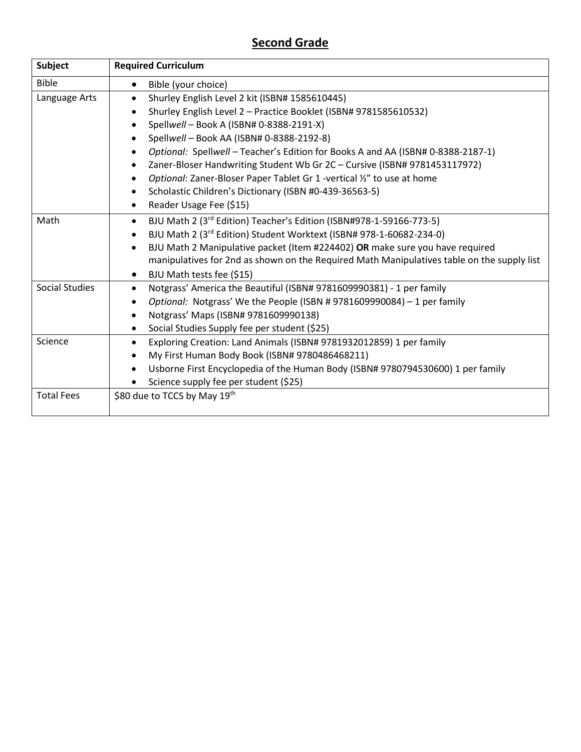## Second Grade

| Subject | Required Curriculum |
| --- | --- |
| Bible | • Bible (your choice) |
| Language Arts | • Shurley English Level 2 kit (ISBN# 1585610445)<br>• Shurley English Level 2 – Practice Booklet (ISBN# 9781585610532)<br>• Spell*well* – Book A (ISBN# 0-8388-2191-X)<br>• Spell*well* – Book AA (ISBN# 0-8388-2192-8)<br>• *Optional:* Spell*well* – Teacher's Edition for Books A and AA (ISBN# 0-8388-2187-1)<br>• Zaner-Bloser Handwriting Student Wb Gr 2C – Cursive (ISBN# 9781453117972)<br>• *Optional*: Zaner-Bloser Paper Tablet Gr 1 -vertical ½" to use at home<br>• Scholastic Children's Dictionary (ISBN #0-439-36563-5)<br>• Reader Usage Fee ($15) |
| Math | • BJU Math 2 (3rd Edition) Teacher's Edition (ISBN#978-1-59166-773-5)<br>• BJU Math 2 (3rd Edition) Student Worktext (ISBN# 978-1-60682-234-0)<br>• BJU Math 2 Manipulative packet (Item #224402) **OR** make sure you have required manipulatives for 2nd as shown on the Required Math Manipulatives table on the supply list<br>• BJU Math tests fee ($15) |
| Social Studies | • Notgrass' America the Beautiful (ISBN# 9781609990381) - 1 per family<br>• *Optional:* Notgrass' We the People (ISBN # 9781609990084) – 1 per family<br>• Notgrass' Maps (ISBN# 9781609990138)<br>• Social Studies Supply fee per student ($25) |
| Science | • Exploring Creation: Land Animals (ISBN# 9781932012859) 1 per family<br>• My First Human Body Book (ISBN# 9780486468211)<br>• Usborne First Encyclopedia of the Human Body (ISBN# 9780794530600) 1 per family<br>• Science supply fee per student ($25) |
| Total Fees | $80 due to TCCS by May 19th |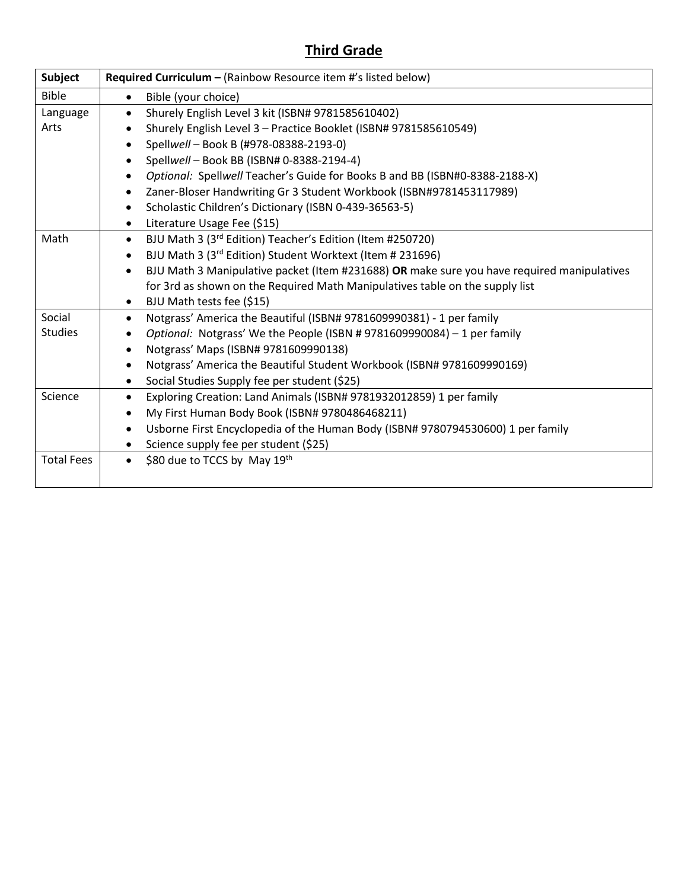# Third Grade

| Subject | **Required Curriculum –** (Rainbow Resource item #'s listed below) |
|---|---|
| Bible | • Bible (your choice) |
| Language Arts | • Shurely English Level 3 kit (ISBN# 9781585610402)<br>• Shurely English Level 3 – Practice Booklet (ISBN# 9781585610549)<br>• Spell*well* – Book B (#978-08388-2193-0)<br>• Spell*well* – Book BB (ISBN# 0-8388-2194-4)<br>• *Optional:* Spell*well* Teacher's Guide for Books B and BB (ISBN#0-8388-2188-X)<br>• Zaner-Bloser Handwriting Gr 3 Student Workbook (ISBN#9781453117989)<br>• Scholastic Children's Dictionary (ISBN 0-439-36563-5)<br>• Literature Usage Fee ($15) |
| Math | • BJU Math 3 (3rd Edition) Teacher's Edition (Item #250720)<br>• BJU Math 3 (3rd Edition) Student Worktext (Item # 231696)<br>• BJU Math 3 Manipulative packet (Item #231688) **OR** make sure you have required manipulatives for 3rd as shown on the Required Math Manipulatives table on the supply list<br>• BJU Math tests fee ($15) |
| Social Studies | • Notgrass' America the Beautiful (ISBN# 9781609990381) - 1 per family<br>• *Optional:* Notgrass' We the People (ISBN # 9781609990084) – 1 per family<br>• Notgrass' Maps (ISBN# 9781609990138)<br>• Notgrass' America the Beautiful Student Workbook (ISBN# 9781609990169)<br>• Social Studies Supply fee per student ($25) |
| Science | • Exploring Creation: Land Animals (ISBN# 9781932012859) 1 per family<br>• My First Human Body Book (ISBN# 9780486468211)<br>• Usborne First Encyclopedia of the Human Body (ISBN# 9780794530600) 1 per family<br>• Science supply fee per student ($25) |
| Total Fees | • $80 due to TCCS by May 19th |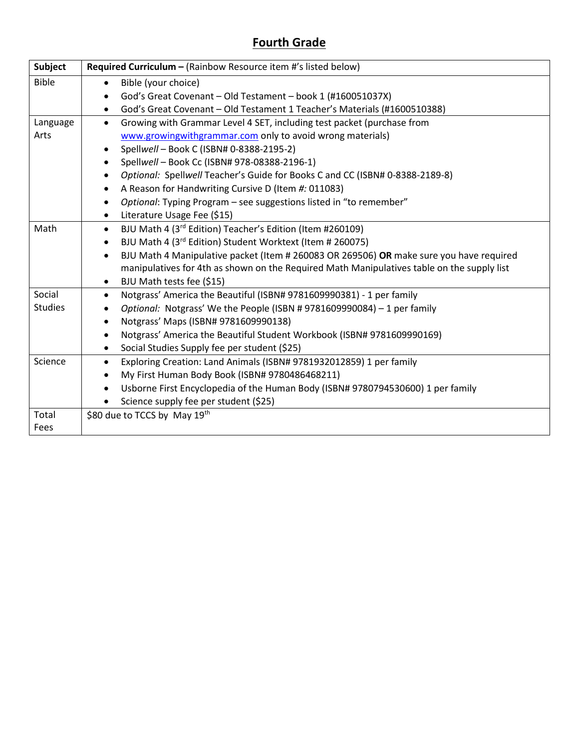# Fourth Grade

| Subject | **Required Curriculum –** (Rainbow Resource item #'s listed below) |
|---|---|
| Bible | • Bible (your choice)<br>• God's Great Covenant – Old Testament – book 1 (#160051037X)<br>• God's Great Covenant – Old Testament 1 Teacher's Materials (#1600510388) |
| Language Arts | • Growing with Grammar Level 4 SET, including test packet (purchase from www.growingwithgrammar.com only to avoid wrong materials)<br>• Spell*well* – Book C (ISBN# 0-8388-2195-2)<br>• Spell*well* – Book Cc (ISBN# 978-08388-2196-1)<br>• *Optional:* Spell*well* Teacher's Guide for Books C and CC (ISBN# 0-8388-2189-8)<br>• A Reason for Handwriting Cursive D (Item *#:* 011083)<br>• *Optional*: Typing Program – see suggestions listed in "to remember"<br>• Literature Usage Fee ($15) |
| Math | • BJU Math 4 (3rd Edition) Teacher's Edition (Item #260109)<br>• BJU Math 4 (3rd Edition) Student Worktext (Item # 260075)<br>• BJU Math 4 Manipulative packet (Item # 260083 OR 269506) **OR** make sure you have required manipulatives for 4th as shown on the Required Math Manipulatives table on the supply list<br>• BJU Math tests fee ($15) |
| Social Studies | • Notgrass' America the Beautiful (ISBN# 9781609990381) - 1 per family<br>• *Optional:* Notgrass' We the People (ISBN # 9781609990084) – 1 per family<br>• Notgrass' Maps (ISBN# 9781609990138)<br>• Notgrass' America the Beautiful Student Workbook (ISBN# 9781609990169)<br>• Social Studies Supply fee per student ($25) |
| Science | • Exploring Creation: Land Animals (ISBN# 9781932012859) 1 per family<br>• My First Human Body Book (ISBN# 9780486468211)<br>• Usborne First Encyclopedia of the Human Body (ISBN# 9780794530600) 1 per family<br>• Science supply fee per student ($25) |
| Total Fees | $80 due to TCCS by May 19th |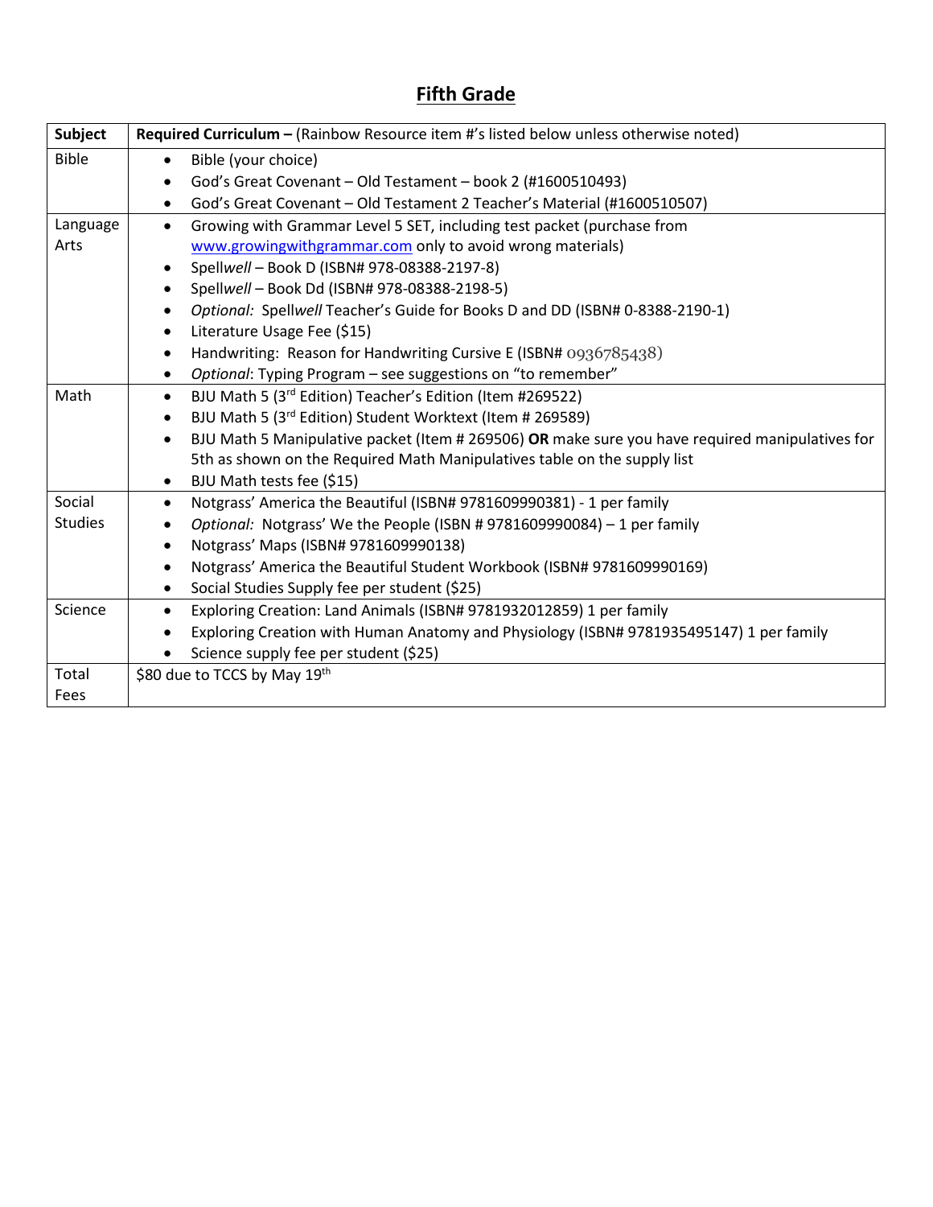# **Fifth Grade**

| **Subject** | **Required Curriculum –** (Rainbow Resource item #'s listed below unless otherwise noted) |
|---|---|
| Bible | • Bible (your choice)<br>• God's Great Covenant – Old Testament – book 2 (#1600510493)<br>• God's Great Covenant – Old Testament 2 Teacher's Material (#1600510507) |
| Language Arts | • Growing with Grammar Level 5 SET, including test packet (purchase from [www.growingwithgrammar.com](http://www.growingwithgrammar.com) only to avoid wrong materials)<br>• Spell*well* – Book D (ISBN# 978-08388-2197-8)<br>• Spell*well* – Book Dd (ISBN# 978-08388-2198-5)<br>• *Optional:* Spell*well* Teacher's Guide for Books D and DD (ISBN# 0-8388-2190-1)<br>• Literature Usage Fee ($15)<br>• Handwriting: Reason for Handwriting Cursive E (ISBN# 0936785438)<br>• *Optional*: Typing Program – see suggestions on "to remember" |
| Math | • BJU Math 5 (3rd Edition) Teacher's Edition (Item #269522)<br>• BJU Math 5 (3rd Edition) Student Worktext (Item # 269589)<br>• BJU Math 5 Manipulative packet (Item # 269506) **OR** make sure you have required manipulatives for 5th as shown on the Required Math Manipulatives table on the supply list<br>• BJU Math tests fee ($15) |
| Social Studies | • Notgrass' America the Beautiful (ISBN# 9781609990381) - 1 per family<br>• *Optional:* Notgrass' We the People (ISBN # 9781609990084) – 1 per family<br>• Notgrass' Maps (ISBN# 9781609990138)<br>• Notgrass' America the Beautiful Student Workbook (ISBN# 9781609990169)<br>• Social Studies Supply fee per student ($25) |
| Science | • Exploring Creation: Land Animals (ISBN# 9781932012859) 1 per family<br>• Exploring Creation with Human Anatomy and Physiology (ISBN# 9781935495147) 1 per family<br>• Science supply fee per student ($25) |
| Total Fees | $80 due to TCCS by May 19th |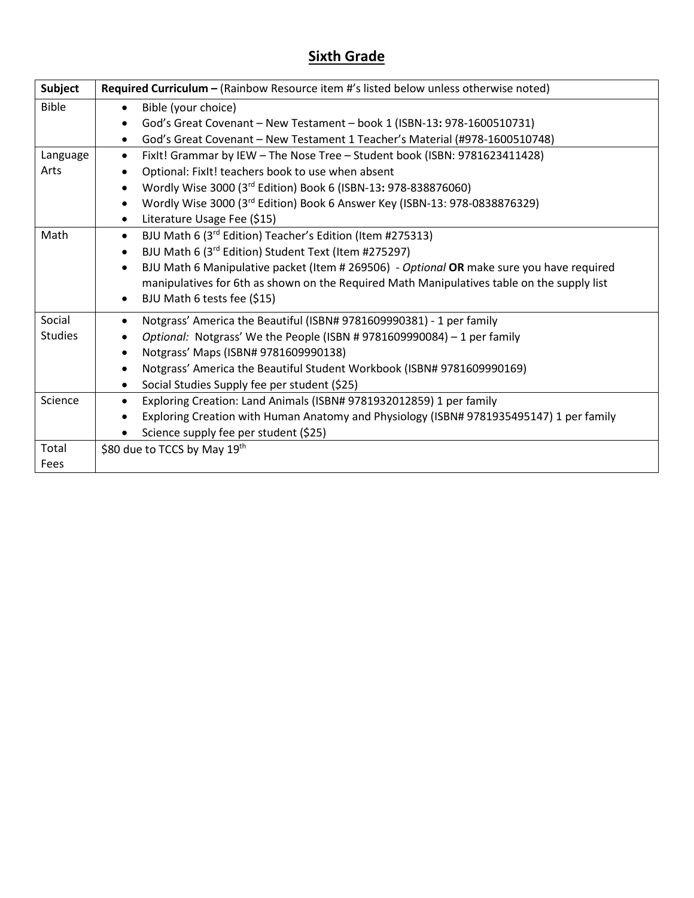## Sixth Grade

| Subject | **Required Curriculum –** (Rainbow Resource item #'s listed below unless otherwise noted) |
|---|---|
| Bible | • Bible (your choice)<br>• God's Great Covenant – New Testament – book 1 (ISBN-13**:** 978-1600510731)<br>• God's Great Covenant – New Testament 1 Teacher's Material (#978-1600510748) |
| Language Arts | • FixIt! Grammar by IEW – The Nose Tree – Student book (ISBN: 9781623411428)<br>• Optional: FixIt! teachers book to use when absent<br>• Wordly Wise 3000 (3rd Edition) Book 6 (ISBN-13**:** 978-838876060)<br>• Wordly Wise 3000 (3rd Edition) Book 6 Answer Key (ISBN-13: 978-0838876329)<br>• Literature Usage Fee ($15) |
| Math | • BJU Math 6 (3rd Edition) Teacher's Edition (Item #275313)<br>• BJU Math 6 (3rd Edition) Student Text (Item #275297)<br>• BJU Math 6 Manipulative packet (Item # 269506) - *Optional* **OR** make sure you have required manipulatives for 6th as shown on the Required Math Manipulatives table on the supply list<br>• BJU Math 6 tests fee ($15) |
| Social Studies | • Notgrass' America the Beautiful (ISBN# 9781609990381) - 1 per family<br>• *Optional:* Notgrass' We the People (ISBN # 9781609990084) – 1 per family<br>• Notgrass' Maps (ISBN# 9781609990138)<br>• Notgrass' America the Beautiful Student Workbook (ISBN# 9781609990169)<br>• Social Studies Supply fee per student ($25) |
| Science | • Exploring Creation: Land Animals (ISBN# 9781932012859) 1 per family<br>• Exploring Creation with Human Anatomy and Physiology (ISBN# 9781935495147) 1 per family<br>• Science supply fee per student ($25) |
| Total Fees | $80 due to TCCS by May 19th |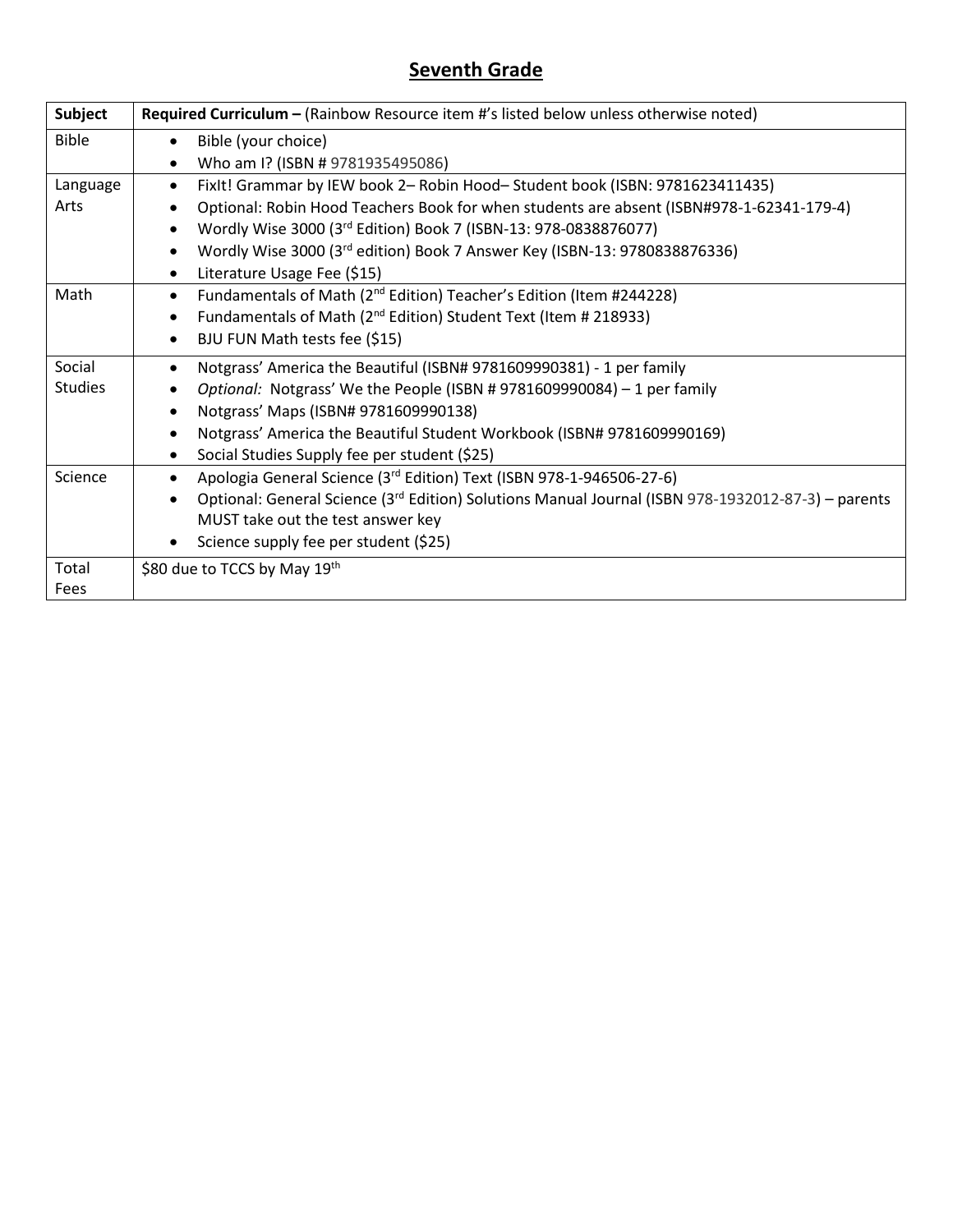## Seventh Grade

| Subject | **Required Curriculum –** (Rainbow Resource item #'s listed below unless otherwise noted) |
|---|---|
| Bible | • Bible (your choice)<br>• Who am I? (ISBN # 9781935495086) |
| Language Arts | • FixIt! Grammar by IEW book 2– Robin Hood– Student book (ISBN: 9781623411435)<br>• Optional: Robin Hood Teachers Book for when students are absent (ISBN#978-1-62341-179-4)<br>• Wordly Wise 3000 (3rd Edition) Book 7 (ISBN-13: 978-0838876077)<br>• Wordly Wise 3000 (3rd edition) Book 7 Answer Key (ISBN-13: 9780838876336)<br>• Literature Usage Fee ($15) |
| Math | • Fundamentals of Math (2nd Edition) Teacher's Edition (Item #244228)<br>• Fundamentals of Math (2nd Edition) Student Text (Item # 218933)<br>• BJU FUN Math tests fee ($15) |
| Social Studies | • Notgrass' America the Beautiful (ISBN# 9781609990381) - 1 per family<br>• *Optional:* Notgrass' We the People (ISBN # 9781609990084) – 1 per family<br>• Notgrass' Maps (ISBN# 9781609990138)<br>• Notgrass' America the Beautiful Student Workbook (ISBN# 9781609990169)<br>• Social Studies Supply fee per student ($25) |
| Science | • Apologia General Science (3rd Edition) Text (ISBN 978-1-946506-27-6)<br>• Optional: General Science (3rd Edition) Solutions Manual Journal (ISBN 978-1932012-87-3) – parents MUST take out the test answer key<br>• Science supply fee per student ($25) |
| Total Fees | $80 due to TCCS by May 19th |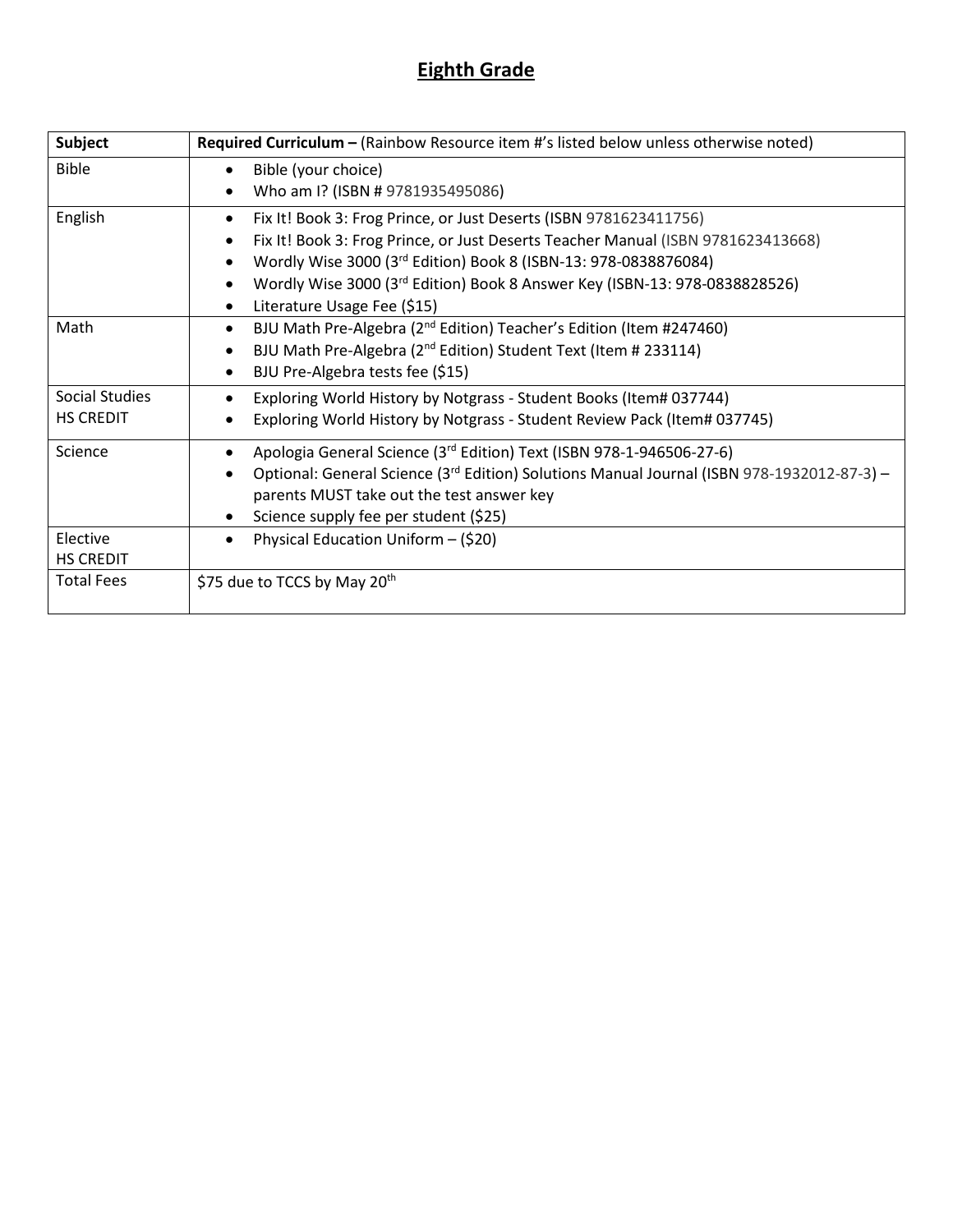# Eighth Grade

| Subject | Required Curriculum – (Rainbow Resource item #'s listed below unless otherwise noted) |
| --- | --- |
| Bible | • Bible (your choice)<br>• Who am I? (ISBN # 9781935495086) |
| English | • Fix It! Book 3: Frog Prince, or Just Deserts (ISBN 9781623411756)<br>• Fix It! Book 3: Frog Prince, or Just Deserts Teacher Manual (ISBN 9781623413668)<br>• Wordly Wise 3000 (3rd Edition) Book 8 (ISBN-13: 978-0838876084)<br>• Wordly Wise 3000 (3rd Edition) Book 8 Answer Key (ISBN-13: 978-0838828526)<br>• Literature Usage Fee ($15) |
| Math | • BJU Math Pre-Algebra (2nd Edition) Teacher's Edition (Item #247460)<br>• BJU Math Pre-Algebra (2nd Edition) Student Text (Item # 233114)<br>• BJU Pre-Algebra tests fee ($15) |
| Social Studies<br>HS CREDIT | • Exploring World History by Notgrass - Student Books (Item# 037744)<br>• Exploring World History by Notgrass - Student Review Pack (Item# 037745) |
| Science | • Apologia General Science (3rd Edition) Text (ISBN 978-1-946506-27-6)<br>• Optional: General Science (3rd Edition) Solutions Manual Journal (ISBN 978-1932012-87-3) – parents MUST take out the test answer key<br>• Science supply fee per student ($25) |
| Elective<br>HS CREDIT | • Physical Education Uniform – ($20) |
| Total Fees | $75 due to TCCS by May 20th |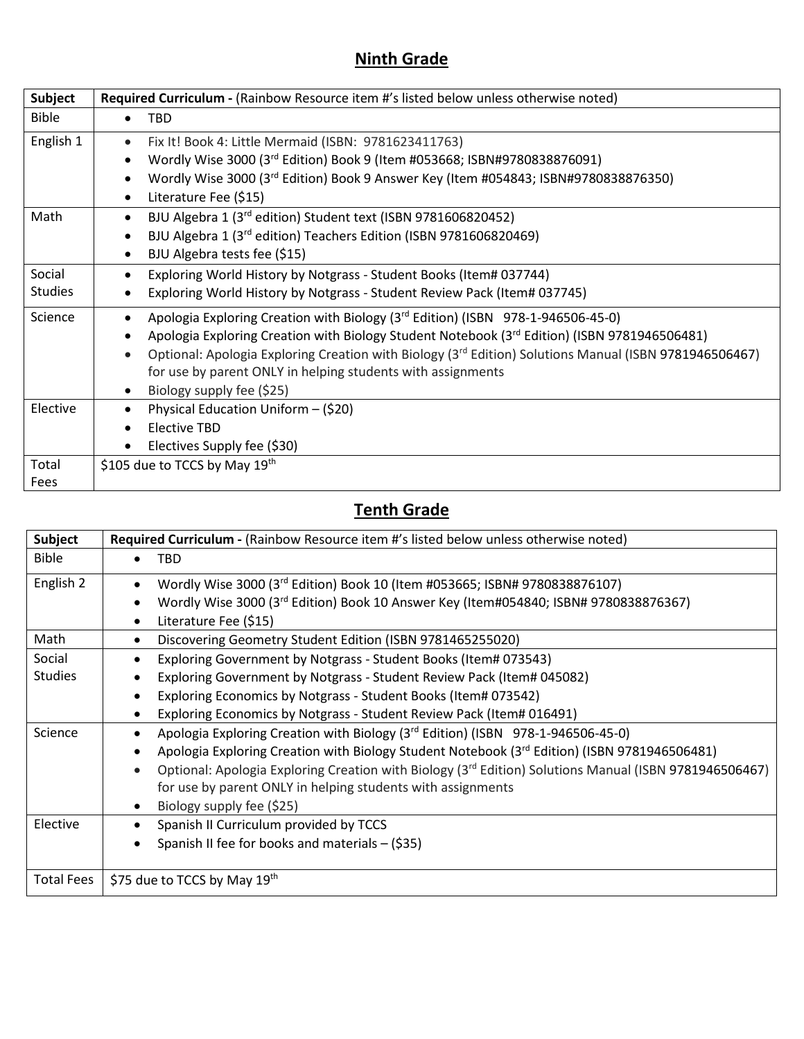## Ninth Grade

| Subject | Required Curriculum - (Rainbow Resource item #'s listed below unless otherwise noted) |
|---|---|
| Bible | • TBD |
| English 1 | • Fix It! Book 4: Little Mermaid (ISBN: 9781623411763)<br>• Wordly Wise 3000 (3rd Edition) Book 9 (Item #053668; ISBN#9780838876091)<br>• Wordly Wise 3000 (3rd Edition) Book 9 Answer Key (Item #054843; ISBN#9780838876350)<br>• Literature Fee ($15) |
| Math | • BJU Algebra 1 (3rd edition) Student text (ISBN 9781606820452)<br>• BJU Algebra 1 (3rd edition) Teachers Edition (ISBN 9781606820469)<br>• BJU Algebra tests fee ($15) |
| Social Studies | • Exploring World History by Notgrass - Student Books (Item# 037744)<br>• Exploring World History by Notgrass - Student Review Pack (Item# 037745) |
| Science | • Apologia Exploring Creation with Biology (3rd Edition) (ISBN 978-1-946506-45-0)<br>• Apologia Exploring Creation with Biology Student Notebook (3rd Edition) (ISBN 9781946506481)<br>• Optional: Apologia Exploring Creation with Biology (3rd Edition) Solutions Manual (ISBN 9781946506467) for use by parent ONLY in helping students with assignments<br>• Biology supply fee ($25) |
| Elective | • Physical Education Uniform – ($20)<br>• Elective TBD<br>• Electives Supply fee ($30) |
| Total Fees | $105 due to TCCS by May 19th |

## Tenth Grade

| Subject | Required Curriculum - (Rainbow Resource item #'s listed below unless otherwise noted) |
|---|---|
| Bible | • TBD |
| English 2 | • Wordly Wise 3000 (3rd Edition) Book 10 (Item #053665; ISBN# 9780838876107)<br>• Wordly Wise 3000 (3rd Edition) Book 10 Answer Key (Item#054840; ISBN# 9780838876367)<br>• Literature Fee ($15) |
| Math | • Discovering Geometry Student Edition (ISBN 9781465255020) |
| Social Studies | • Exploring Government by Notgrass - Student Books (Item# 073543)<br>• Exploring Government by Notgrass - Student Review Pack (Item# 045082)<br>• Exploring Economics by Notgrass - Student Books (Item# 073542)<br>• Exploring Economics by Notgrass - Student Review Pack (Item# 016491) |
| Science | • Apologia Exploring Creation with Biology (3rd Edition) (ISBN 978-1-946506-45-0)<br>• Apologia Exploring Creation with Biology Student Notebook (3rd Edition) (ISBN 9781946506481)<br>• Optional: Apologia Exploring Creation with Biology (3rd Edition) Solutions Manual (ISBN 9781946506467) for use by parent ONLY in helping students with assignments<br>• Biology supply fee ($25) |
| Elective | • Spanish II Curriculum provided by TCCS<br>• Spanish II fee for books and materials – ($35) |
| Total Fees | $75 due to TCCS by May 19th |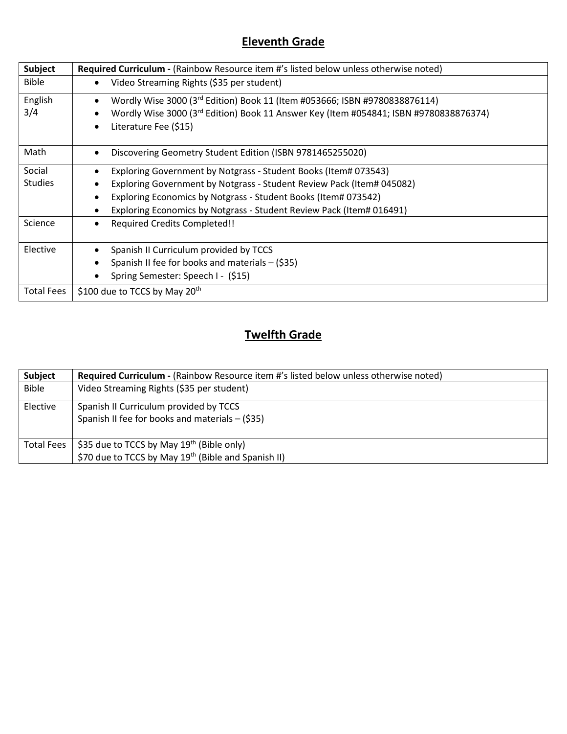## Eleventh Grade

| **Subject** | **Required Curriculum -** (Rainbow Resource item #'s listed below unless otherwise noted) |
|---|---|
| Bible | • Video Streaming Rights ($35 per student) |
| English 3/4 | • Wordly Wise 3000 (3rd Edition) Book 11 (Item #053666; ISBN #9780838876114)<br>• Wordly Wise 3000 (3rd Edition) Book 11 Answer Key (Item #054841; ISBN #9780838876374)<br>• Literature Fee ($15) |
| Math | • Discovering Geometry Student Edition (ISBN 9781465255020) |
| Social Studies | • Exploring Government by Notgrass - Student Books (Item# 073543)<br>• Exploring Government by Notgrass - Student Review Pack (Item# 045082)<br>• Exploring Economics by Notgrass - Student Books (Item# 073542)<br>• Exploring Economics by Notgrass - Student Review Pack (Item# 016491) |
| Science | • Required Credits Completed!! |
| Elective | • Spanish II Curriculum provided by TCCS<br>• Spanish II fee for books and materials – ($35)<br>• Spring Semester: Speech I - ($15) |
| Total Fees | $100 due to TCCS by May 20th |

## Twelfth Grade

| **Subject** | **Required Curriculum -** (Rainbow Resource item #'s listed below unless otherwise noted) |
|---|---|
| Bible | Video Streaming Rights ($35 per student) |
| Elective | Spanish II Curriculum provided by TCCS<br>Spanish II fee for books and materials – ($35) |
| Total Fees | $35 due to TCCS by May 19th (Bible only)<br>$70 due to TCCS by May 19th (Bible and Spanish II) |